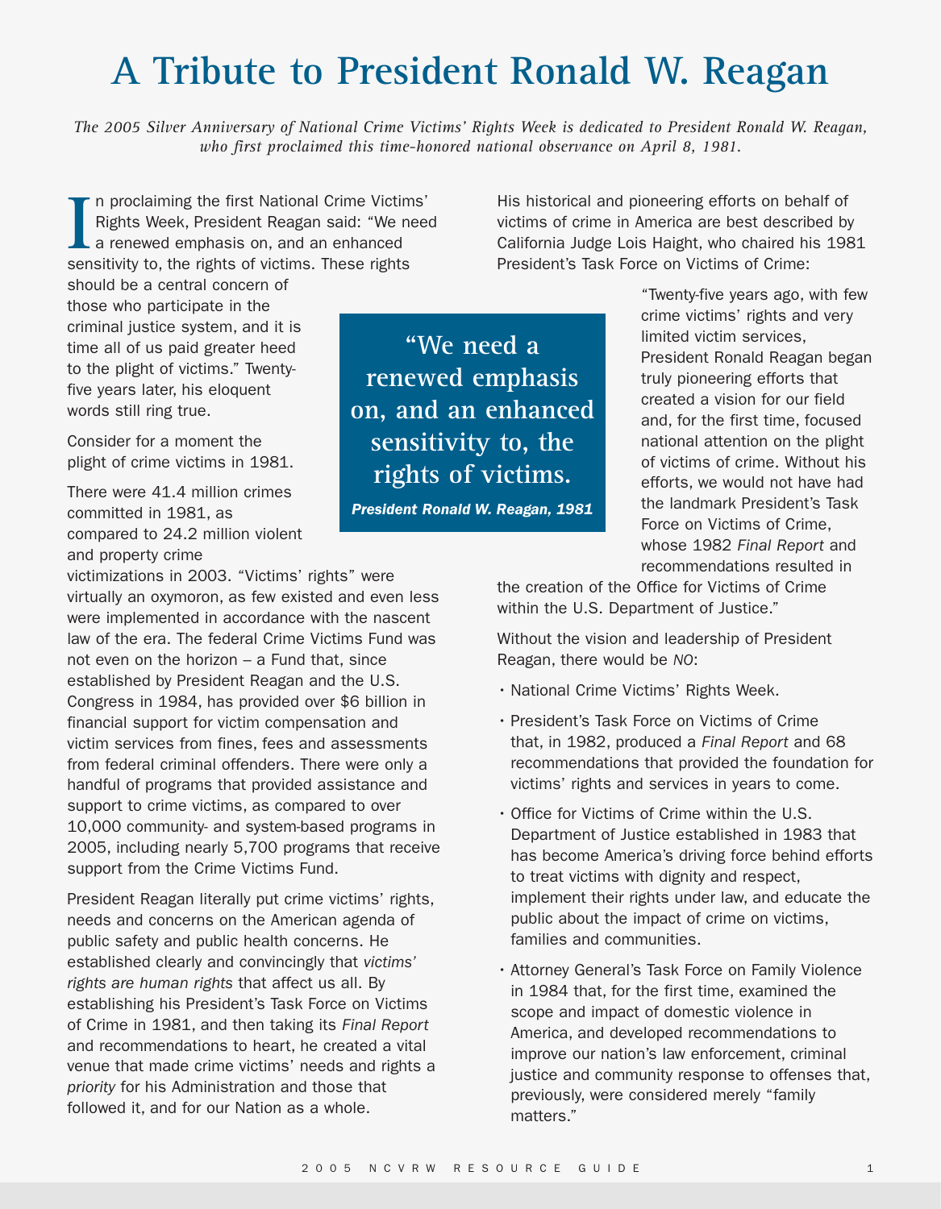# A Tribute to President Ronald W. Reagan

*The 2005 Silver Anniversary of National Crime Victims' Rights Week is dedicated to President Ronald W. Reagan, who first proclaimed this time-honored national observance on April 8, 1981.*

In proclaiming the first National Crime Victims' Rights Week, President Reagan said: "We need a renewed emphasis on, and an enhanced sensitivity to, the rights of victims. These rights should be a central concern of those who participate in the criminal justice system, and it is time all of us paid greater heed to the plight of victims." Twenty-five years later, his eloquent words still ring true.

> **"We need a renewed emphasis on, and an enhanced sensitivity to, the rights of victims.**
>
> ***President Ronald W. Reagan, 1981***

Consider for a moment the plight of crime victims in 1981.

There were 41.4 million crimes committed in 1981, as compared to 24.2 million violent and property crime victimizations in 2003. "Victims' rights" were virtually an oxymoron, as few existed and even less were implemented in accordance with the nascent law of the era. The federal Crime Victims Fund was not even on the horizon – a Fund that, since established by President Reagan and the U.S. Congress in 1984, has provided over $6 billion in financial support for victim compensation and victim services from fines, fees and assessments from federal criminal offenders. There were only a handful of programs that provided assistance and support to crime victims, as compared to over 10,000 community- and system-based programs in 2005, including nearly 5,700 programs that receive support from the Crime Victims Fund.

President Reagan literally put crime victims' rights, needs and concerns on the American agenda of public safety and public health concerns. He established clearly and convincingly that *victims' rights are human rights* that affect us all. By establishing his President's Task Force on Victims of Crime in 1981, and then taking its *Final Report* and recommendations to heart, he created a vital venue that made crime victims' needs and rights a *priority* for his Administration and those that followed it, and for our Nation as a whole.

His historical and pioneering efforts on behalf of victims of crime in America are best described by California Judge Lois Haight, who chaired his 1981 President's Task Force on Victims of Crime:

> "Twenty-five years ago, with few crime victims' rights and very limited victim services, President Ronald Reagan began truly pioneering efforts that created a vision for our field and, for the first time, focused national attention on the plight of victims of crime. Without his efforts, we would not have had the landmark President's Task Force on Victims of Crime, whose 1982 *Final Report* and recommendations resulted in the creation of the Office for Victims of Crime within the U.S. Department of Justice."

Without the vision and leadership of President Reagan, there would be *NO*:

- National Crime Victims' Rights Week.
- President's Task Force on Victims of Crime that, in 1982, produced a *Final Report* and 68 recommendations that provided the foundation for victims' rights and services in years to come.
- Office for Victims of Crime within the U.S. Department of Justice established in 1983 that has become America's driving force behind efforts to treat victims with dignity and respect, implement their rights under law, and educate the public about the impact of crime on victims, families and communities.
- Attorney General's Task Force on Family Violence in 1984 that, for the first time, examined the scope and impact of domestic violence in America, and developed recommendations to improve our nation's law enforcement, criminal justice and community response to offenses that, previously, were considered merely "family matters."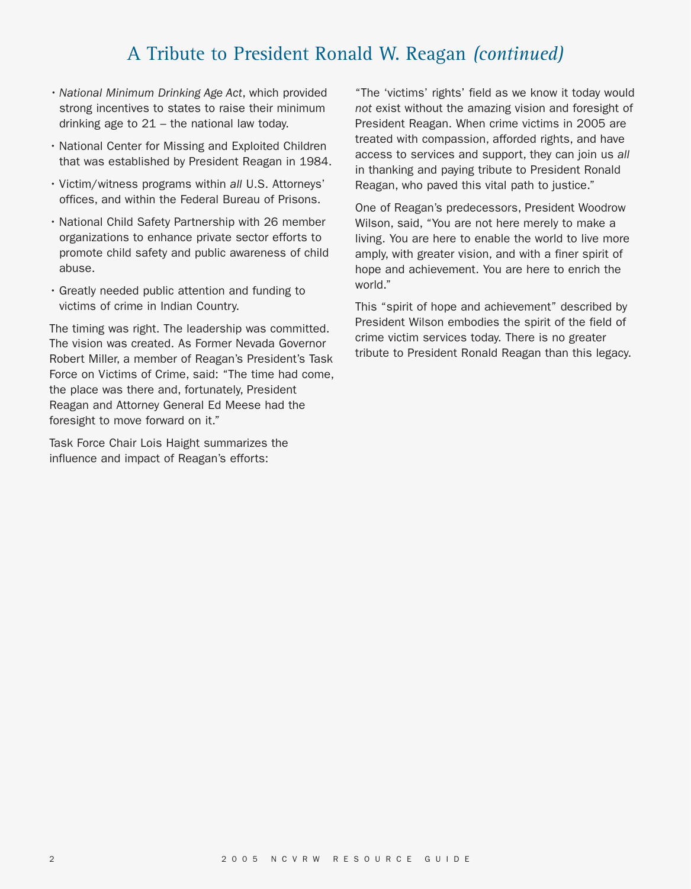# A Tribute to President Ronald W. Reagan *(continued)*

- *National Minimum Drinking Age Act*, which provided strong incentives to states to raise their minimum drinking age to 21 – the national law today.
- National Center for Missing and Exploited Children that was established by President Reagan in 1984.
- Victim/witness programs within *all* U.S. Attorneys' offices, and within the Federal Bureau of Prisons.
- National Child Safety Partnership with 26 member organizations to enhance private sector efforts to promote child safety and public awareness of child abuse.
- Greatly needed public attention and funding to victims of crime in Indian Country.

The timing was right. The leadership was committed. The vision was created. As Former Nevada Governor Robert Miller, a member of Reagan's President's Task Force on Victims of Crime, said: "The time had come, the place was there and, fortunately, President Reagan and Attorney General Ed Meese had the foresight to move forward on it."

Task Force Chair Lois Haight summarizes the influence and impact of Reagan's efforts:

"The 'victims' rights' field as we know it today would *not* exist without the amazing vision and foresight of President Reagan. When crime victims in 2005 are treated with compassion, afforded rights, and have access to services and support, they can join us *all* in thanking and paying tribute to President Ronald Reagan, who paved this vital path to justice."

One of Reagan's predecessors, President Woodrow Wilson, said, "You are not here merely to make a living. You are here to enable the world to live more amply, with greater vision, and with a finer spirit of hope and achievement. You are here to enrich the world."

This "spirit of hope and achievement" described by President Wilson embodies the spirit of the field of crime victim services today. There is no greater tribute to President Ronald Reagan than this legacy.